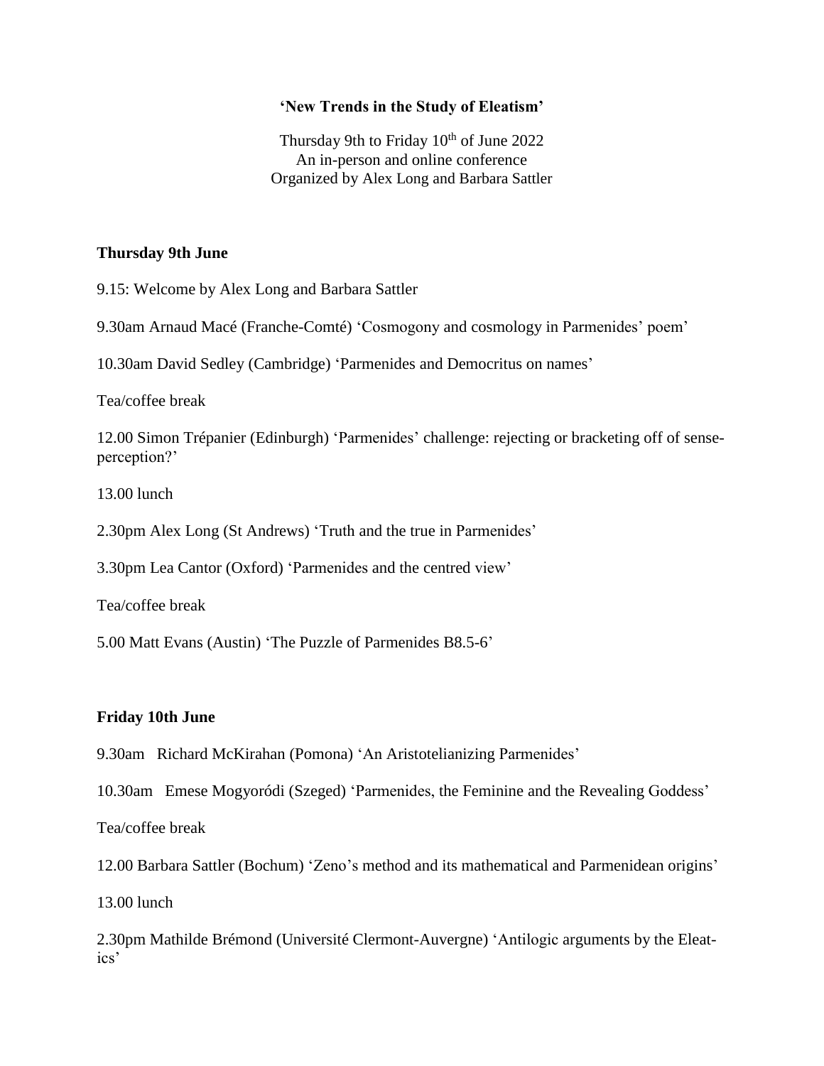**‘New Trends in the Study of Eleatism’**

Thursday 9th to Friday 10th of June 2022
An in-person and online conference
Organized by Alex Long and Barbara Sattler

**Thursday 9th June**

9.15: Welcome by Alex Long and Barbara Sattler

9.30am Arnaud Macé (Franche-Comté) ‘Cosmogony and cosmology in Parmenides’ poem’

10.30am David Sedley (Cambridge) ‘Parmenides and Democritus on names’

Tea/coffee break

12.00 Simon Trépanier (Edinburgh) ‘Parmenides’ challenge: rejecting or bracketing off of sense-perception?’

13.00 lunch

2.30pm Alex Long (St Andrews) ‘Truth and the true in Parmenides’

3.30pm Lea Cantor (Oxford) ‘Parmenides and the centred view’

Tea/coffee break

5.00 Matt Evans (Austin) ‘The Puzzle of Parmenides B8.5-6’

**Friday 10th June**

9.30am Richard McKirahan (Pomona) ‘An Aristotelianizing Parmenides’

10.30am Emese Mogyoródi (Szeged) ‘Parmenides, the Feminine and the Revealing Goddess’

Tea/coffee break

12.00 Barbara Sattler (Bochum) ‘Zeno’s method and its mathematical and Parmenidean origins’

13.00 lunch

2.30pm Mathilde Brémond (Université Clermont-Auvergne) ‘Antilogic arguments by the Eleatics’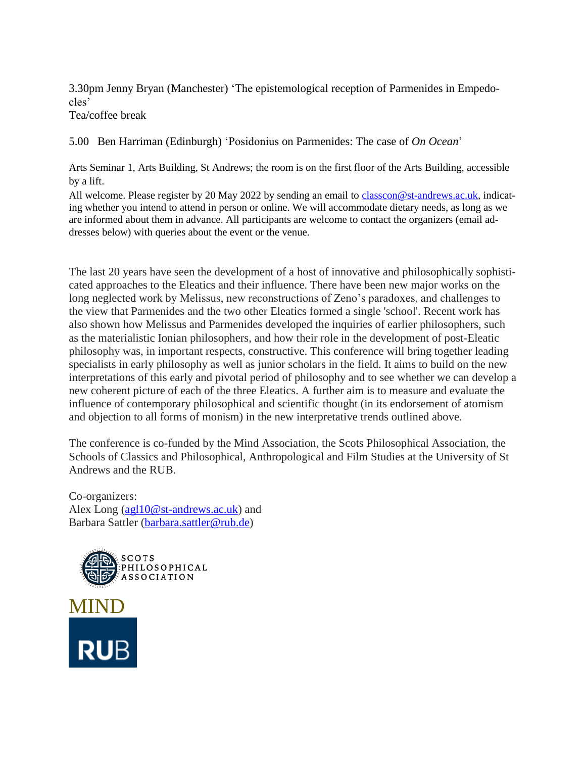3.30pm Jenny Bryan (Manchester) 'The epistemological reception of Parmenides in Empedocles'
Tea/coffee break

5.00 Ben Harriman (Edinburgh) 'Posidonius on Parmenides: The case of *On Ocean*'

Arts Seminar 1, Arts Building, St Andrews; the room is on the first floor of the Arts Building, accessible by a lift.
All welcome. Please register by 20 May 2022 by sending an email to classcon@st-andrews.ac.uk, indicating whether you intend to attend in person or online. We will accommodate dietary needs, as long as we are informed about them in advance. All participants are welcome to contact the organizers (email addresses below) with queries about the event or the venue.

The last 20 years have seen the development of a host of innovative and philosophically sophisticated approaches to the Eleatics and their influence. There have been new major works on the long neglected work by Melissus, new reconstructions of Zeno's paradoxes, and challenges to the view that Parmenides and the two other Eleatics formed a single 'school'. Recent work has also shown how Melissus and Parmenides developed the inquiries of earlier philosophers, such as the materialistic Ionian philosophers, and how their role in the development of post-Eleatic philosophy was, in important respects, constructive. This conference will bring together leading specialists in early philosophy as well as junior scholars in the field. It aims to build on the new interpretations of this early and pivotal period of philosophy and to see whether we can develop a new coherent picture of each of the three Eleatics. A further aim is to measure and evaluate the influence of contemporary philosophical and scientific thought (in its endorsement of atomism and objection to all forms of monism) in the new interpretative trends outlined above.

The conference is co-funded by the Mind Association, the Scots Philosophical Association, the Schools of Classics and Philosophical, Anthropological and Film Studies at the University of St Andrews and the RUB.

Co-organizers:
Alex Long (agl10@st-andrews.ac.uk) and
Barbara Sattler (barbara.sattler@rub.de)

SCOTS PHILOSOPHICAL ASSOCIATION

MIND

RUB